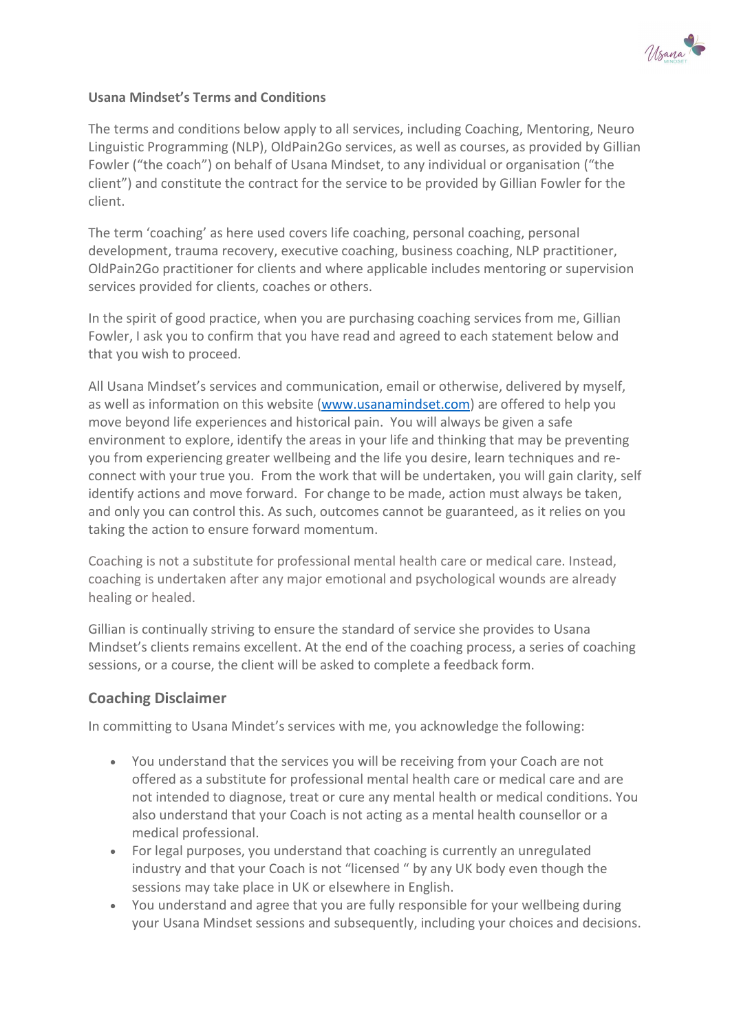**Usana Mindset's Terms and Conditions**

The terms and conditions below apply to all services, including Coaching, Mentoring, Neuro Linguistic Programming (NLP), OldPain2Go services, as well as courses, as provided by Gillian Fowler ("the coach") on behalf of Usana Mindset, to any individual or organisation ("the client") and constitute the contract for the service to be provided by Gillian Fowler for the client.

The term 'coaching' as here used covers life coaching, personal coaching, personal development, trauma recovery, executive coaching, business coaching, NLP practitioner, OldPain2Go practitioner for clients and where applicable includes mentoring or supervision services provided for clients, coaches or others.

In the spirit of good practice, when you are purchasing coaching services from me, Gillian Fowler, I ask you to confirm that you have read and agreed to each statement below and that you wish to proceed.

All Usana Mindset's services and communication, email or otherwise, delivered by myself, as well as information on this website ([www.usanamindset.com](www.usanamindset.com)) are offered to help you move beyond life experiences and historical pain. You will always be given a safe environment to explore, identify the areas in your life and thinking that may be preventing you from experiencing greater wellbeing and the life you desire, learn techniques and re-connect with your true you. From the work that will be undertaken, you will gain clarity, self identify actions and move forward. For change to be made, action must always be taken, and only you can control this. As such, outcomes cannot be guaranteed, as it relies on you taking the action to ensure forward momentum.

Coaching is not a substitute for professional mental health care or medical care. Instead, coaching is undertaken after any major emotional and psychological wounds are already healing or healed.

Gillian is continually striving to ensure the standard of service she provides to Usana Mindset's clients remains excellent. At the end of the coaching process, a series of coaching sessions, or a course, the client will be asked to complete a feedback form.

## Coaching Disclaimer

In committing to Usana Mindet's services with me, you acknowledge the following:

- You understand that the services you will be receiving from your Coach are not offered as a substitute for professional mental health care or medical care and are not intended to diagnose, treat or cure any mental health or medical conditions. You also understand that your Coach is not acting as a mental health counsellor or a medical professional.
- For legal purposes, you understand that coaching is currently an unregulated industry and that your Coach is not "licensed " by any UK body even though the sessions may take place in UK or elsewhere in English.
- You understand and agree that you are fully responsible for your wellbeing during your Usana Mindset sessions and subsequently, including your choices and decisions.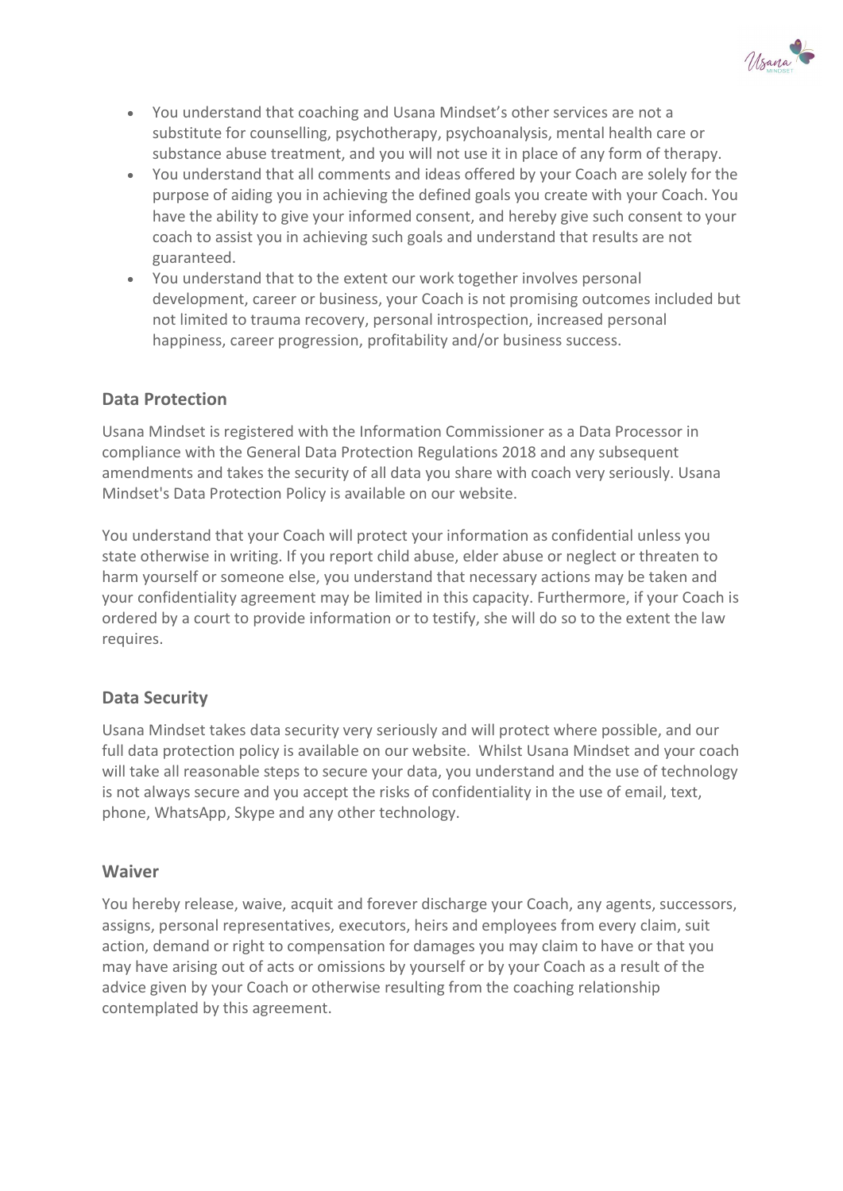- You understand that coaching and Usana Mindset's other services are not a substitute for counselling, psychotherapy, psychoanalysis, mental health care or substance abuse treatment, and you will not use it in place of any form of therapy.
- You understand that all comments and ideas offered by your Coach are solely for the purpose of aiding you in achieving the defined goals you create with your Coach. You have the ability to give your informed consent, and hereby give such consent to your coach to assist you in achieving such goals and understand that results are not guaranteed.
- You understand that to the extent our work together involves personal development, career or business, your Coach is not promising outcomes included but not limited to trauma recovery, personal introspection, increased personal happiness, career progression, profitability and/or business success.

## Data Protection

Usana Mindset is registered with the Information Commissioner as a Data Processor in compliance with the General Data Protection Regulations 2018 and any subsequent amendments and takes the security of all data you share with coach very seriously. Usana Mindset's Data Protection Policy is available on our website.

You understand that your Coach will protect your information as confidential unless you state otherwise in writing. If you report child abuse, elder abuse or neglect or threaten to harm yourself or someone else, you understand that necessary actions may be taken and your confidentiality agreement may be limited in this capacity. Furthermore, if your Coach is ordered by a court to provide information or to testify, she will do so to the extent the law requires.

## Data Security

Usana Mindset takes data security very seriously and will protect where possible, and our full data protection policy is available on our website. Whilst Usana Mindset and your coach will take all reasonable steps to secure your data, you understand and the use of technology is not always secure and you accept the risks of confidentiality in the use of email, text, phone, WhatsApp, Skype and any other technology.

## Waiver

You hereby release, waive, acquit and forever discharge your Coach, any agents, successors, assigns, personal representatives, executors, heirs and employees from every claim, suit action, demand or right to compensation for damages you may claim to have or that you may have arising out of acts or omissions by yourself or by your Coach as a result of the advice given by your Coach or otherwise resulting from the coaching relationship contemplated by this agreement.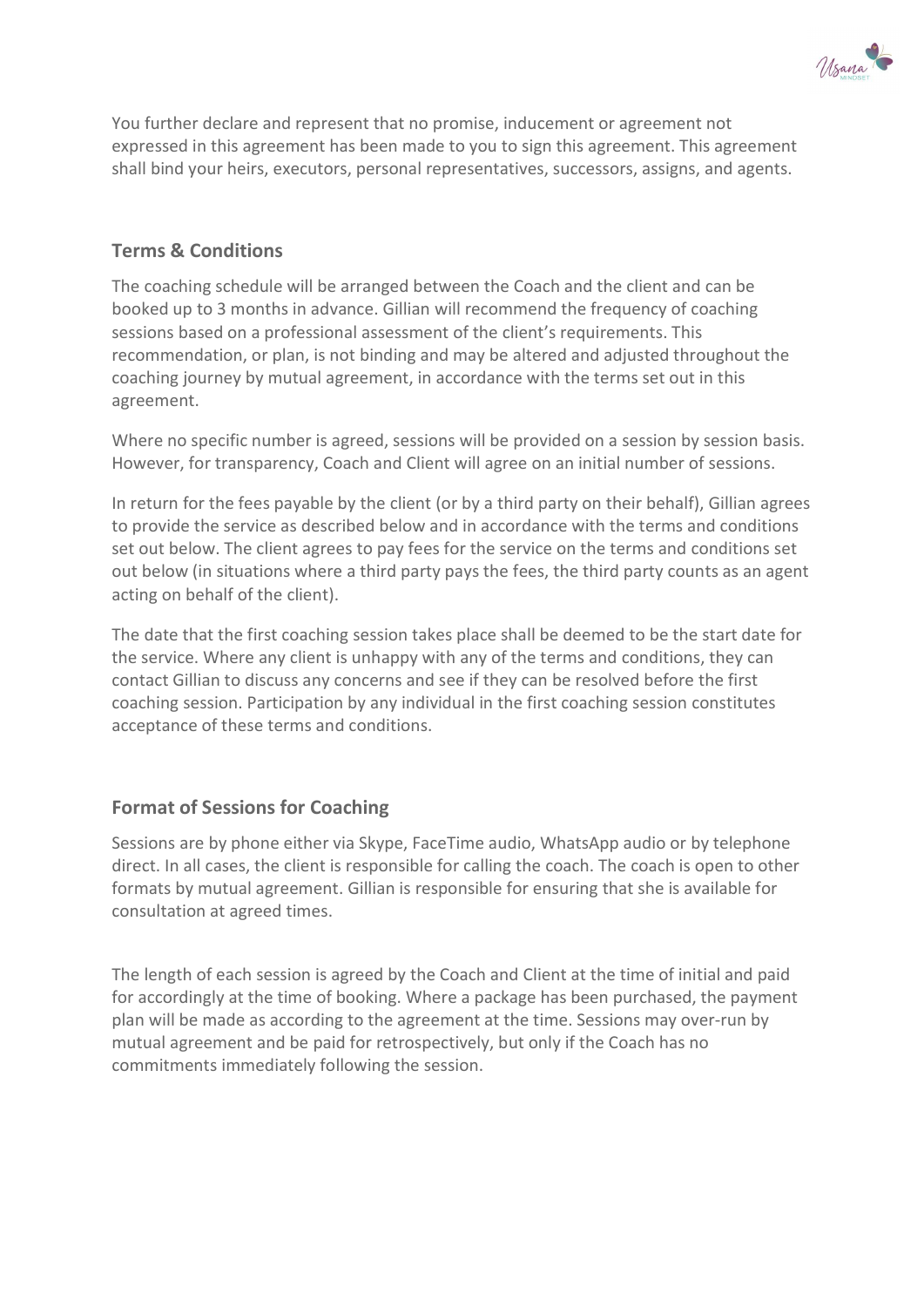You further declare and represent that no promise, inducement or agreement not expressed in this agreement has been made to you to sign this agreement. This agreement shall bind your heirs, executors, personal representatives, successors, assigns, and agents.

## Terms & Conditions

The coaching schedule will be arranged between the Coach and the client and can be booked up to 3 months in advance. Gillian will recommend the frequency of coaching sessions based on a professional assessment of the client's requirements. This recommendation, or plan, is not binding and may be altered and adjusted throughout the coaching journey by mutual agreement, in accordance with the terms set out in this agreement.

Where no specific number is agreed, sessions will be provided on a session by session basis. However, for transparency, Coach and Client will agree on an initial number of sessions.

In return for the fees payable by the client (or by a third party on their behalf), Gillian agrees to provide the service as described below and in accordance with the terms and conditions set out below. The client agrees to pay fees for the service on the terms and conditions set out below (in situations where a third party pays the fees, the third party counts as an agent acting on behalf of the client).

The date that the first coaching session takes place shall be deemed to be the start date for the service. Where any client is unhappy with any of the terms and conditions, they can contact Gillian to discuss any concerns and see if they can be resolved before the first coaching session. Participation by any individual in the first coaching session constitutes acceptance of these terms and conditions.

## Format of Sessions for Coaching

Sessions are by phone either via Skype, FaceTime audio, WhatsApp audio or by telephone direct. In all cases, the client is responsible for calling the coach. The coach is open to other formats by mutual agreement. Gillian is responsible for ensuring that she is available for consultation at agreed times.

The length of each session is agreed by the Coach and Client at the time of initial and paid for accordingly at the time of booking. Where a package has been purchased, the payment plan will be made as according to the agreement at the time. Sessions may over-run by mutual agreement and be paid for retrospectively, but only if the Coach has no commitments immediately following the session.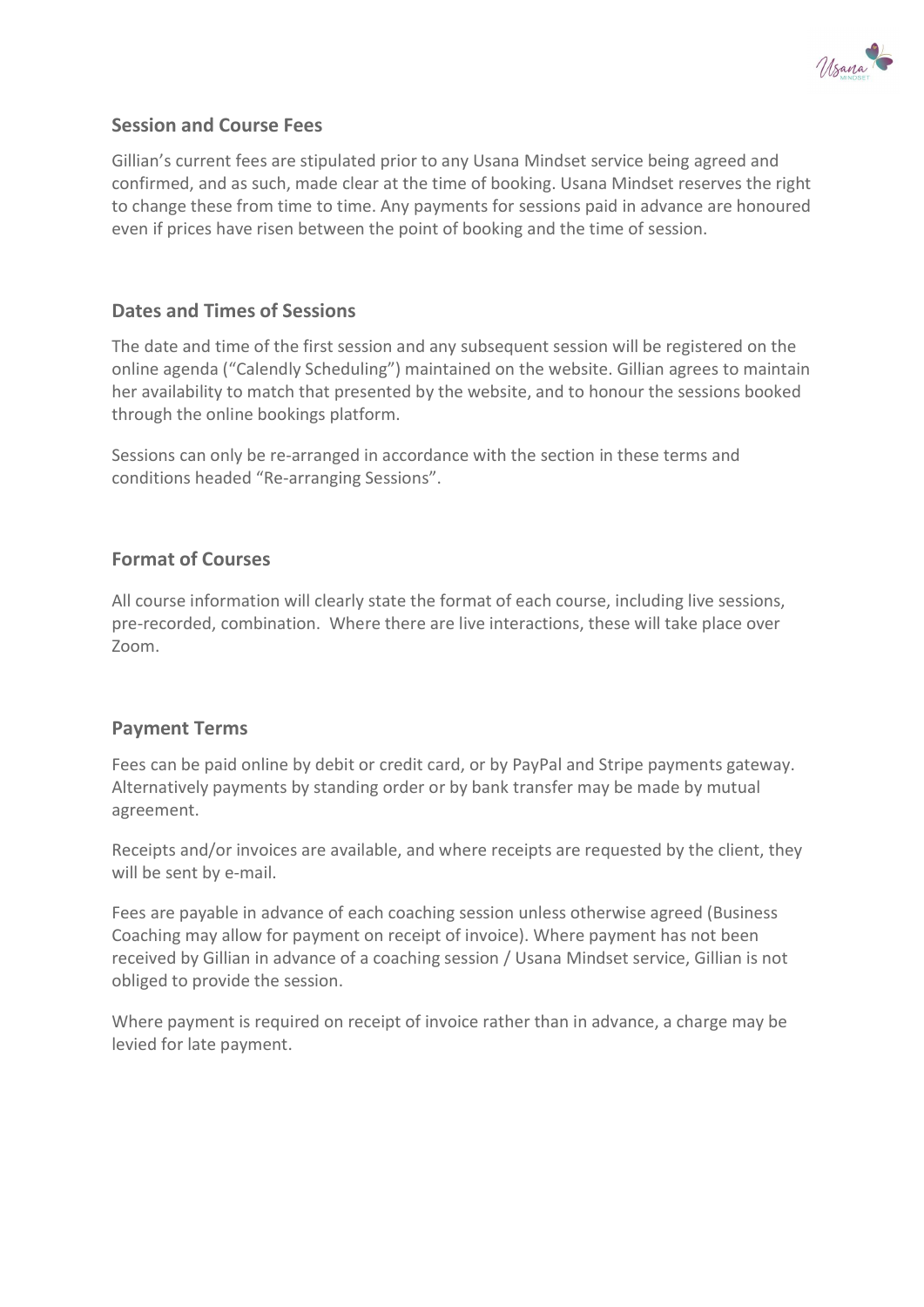## Session and Course Fees

Gillian's current fees are stipulated prior to any Usana Mindset service being agreed and confirmed, and as such, made clear at the time of booking. Usana Mindset reserves the right to change these from time to time. Any payments for sessions paid in advance are honoured even if prices have risen between the point of booking and the time of session.

## Dates and Times of Sessions

The date and time of the first session and any subsequent session will be registered on the online agenda ("Calendly Scheduling") maintained on the website. Gillian agrees to maintain her availability to match that presented by the website, and to honour the sessions booked through the online bookings platform.

Sessions can only be re-arranged in accordance with the section in these terms and conditions headed "Re-arranging Sessions".

## Format of Courses

All course information will clearly state the format of each course, including live sessions, pre-recorded, combination. Where there are live interactions, these will take place over Zoom.

## Payment Terms

Fees can be paid online by debit or credit card, or by PayPal and Stripe payments gateway. Alternatively payments by standing order or by bank transfer may be made by mutual agreement.

Receipts and/or invoices are available, and where receipts are requested by the client, they will be sent by e-mail.

Fees are payable in advance of each coaching session unless otherwise agreed (Business Coaching may allow for payment on receipt of invoice). Where payment has not been received by Gillian in advance of a coaching session / Usana Mindset service, Gillian is not obliged to provide the session.

Where payment is required on receipt of invoice rather than in advance, a charge may be levied for late payment.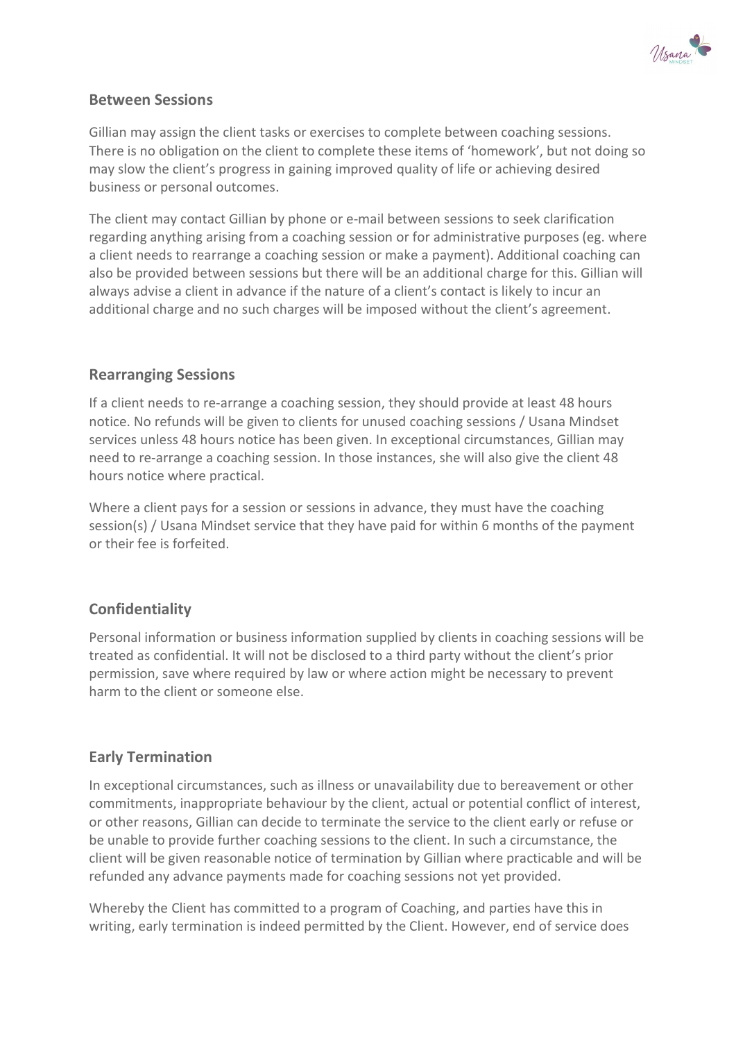## Between Sessions

Gillian may assign the client tasks or exercises to complete between coaching sessions. There is no obligation on the client to complete these items of 'homework', but not doing so may slow the client's progress in gaining improved quality of life or achieving desired business or personal outcomes.

The client may contact Gillian by phone or e-mail between sessions to seek clarification regarding anything arising from a coaching session or for administrative purposes (eg. where a client needs to rearrange a coaching session or make a payment). Additional coaching can also be provided between sessions but there will be an additional charge for this. Gillian will always advise a client in advance if the nature of a client's contact is likely to incur an additional charge and no such charges will be imposed without the client's agreement.

## Rearranging Sessions

If a client needs to re-arrange a coaching session, they should provide at least 48 hours notice. No refunds will be given to clients for unused coaching sessions / Usana Mindset services unless 48 hours notice has been given. In exceptional circumstances, Gillian may need to re-arrange a coaching session. In those instances, she will also give the client 48 hours notice where practical.

Where a client pays for a session or sessions in advance, they must have the coaching session(s) / Usana Mindset service that they have paid for within 6 months of the payment or their fee is forfeited.

## Confidentiality

Personal information or business information supplied by clients in coaching sessions will be treated as confidential. It will not be disclosed to a third party without the client's prior permission, save where required by law or where action might be necessary to prevent harm to the client or someone else.

## Early Termination

In exceptional circumstances, such as illness or unavailability due to bereavement or other commitments, inappropriate behaviour by the client, actual or potential conflict of interest, or other reasons, Gillian can decide to terminate the service to the client early or refuse or be unable to provide further coaching sessions to the client. In such a circumstance, the client will be given reasonable notice of termination by Gillian where practicable and will be refunded any advance payments made for coaching sessions not yet provided.

Whereby the Client has committed to a program of Coaching, and parties have this in writing, early termination is indeed permitted by the Client. However, end of service does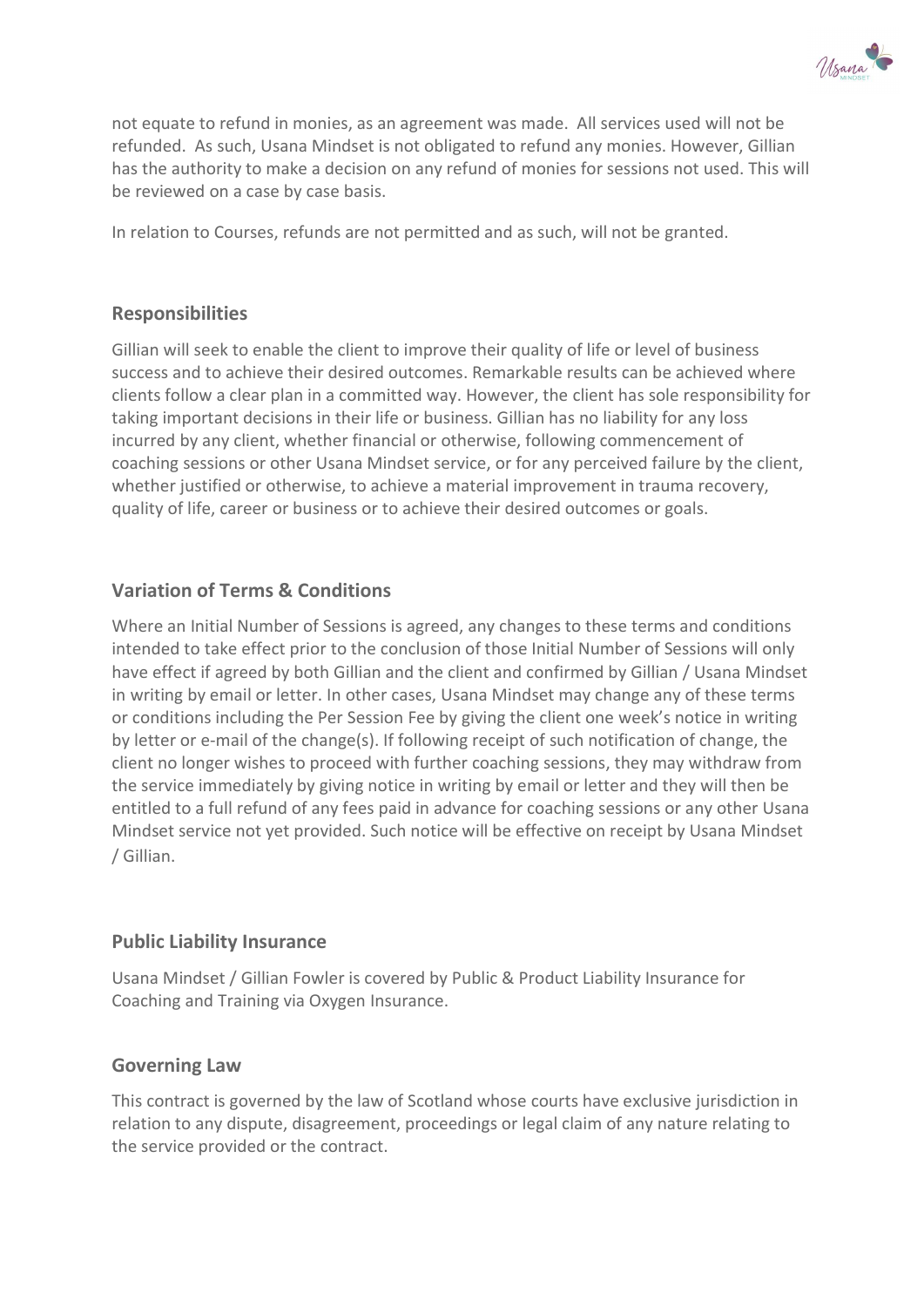not equate to refund in monies, as an agreement was made. All services used will not be refunded. As such, Usana Mindset is not obligated to refund any monies. However, Gillian has the authority to make a decision on any refund of monies for sessions not used. This will be reviewed on a case by case basis.

In relation to Courses, refunds are not permitted and as such, will not be granted.

## Responsibilities

Gillian will seek to enable the client to improve their quality of life or level of business success and to achieve their desired outcomes. Remarkable results can be achieved where clients follow a clear plan in a committed way. However, the client has sole responsibility for taking important decisions in their life or business. Gillian has no liability for any loss incurred by any client, whether financial or otherwise, following commencement of coaching sessions or other Usana Mindset service, or for any perceived failure by the client, whether justified or otherwise, to achieve a material improvement in trauma recovery, quality of life, career or business or to achieve their desired outcomes or goals.

## Variation of Terms & Conditions

Where an Initial Number of Sessions is agreed, any changes to these terms and conditions intended to take effect prior to the conclusion of those Initial Number of Sessions will only have effect if agreed by both Gillian and the client and confirmed by Gillian / Usana Mindset in writing by email or letter. In other cases, Usana Mindset may change any of these terms or conditions including the Per Session Fee by giving the client one week's notice in writing by letter or e-mail of the change(s). If following receipt of such notification of change, the client no longer wishes to proceed with further coaching sessions, they may withdraw from the service immediately by giving notice in writing by email or letter and they will then be entitled to a full refund of any fees paid in advance for coaching sessions or any other Usana Mindset service not yet provided. Such notice will be effective on receipt by Usana Mindset / Gillian.

## Public Liability Insurance

Usana Mindset / Gillian Fowler is covered by Public & Product Liability Insurance for Coaching and Training via Oxygen Insurance.

## Governing Law

This contract is governed by the law of Scotland whose courts have exclusive jurisdiction in relation to any dispute, disagreement, proceedings or legal claim of any nature relating to the service provided or the contract.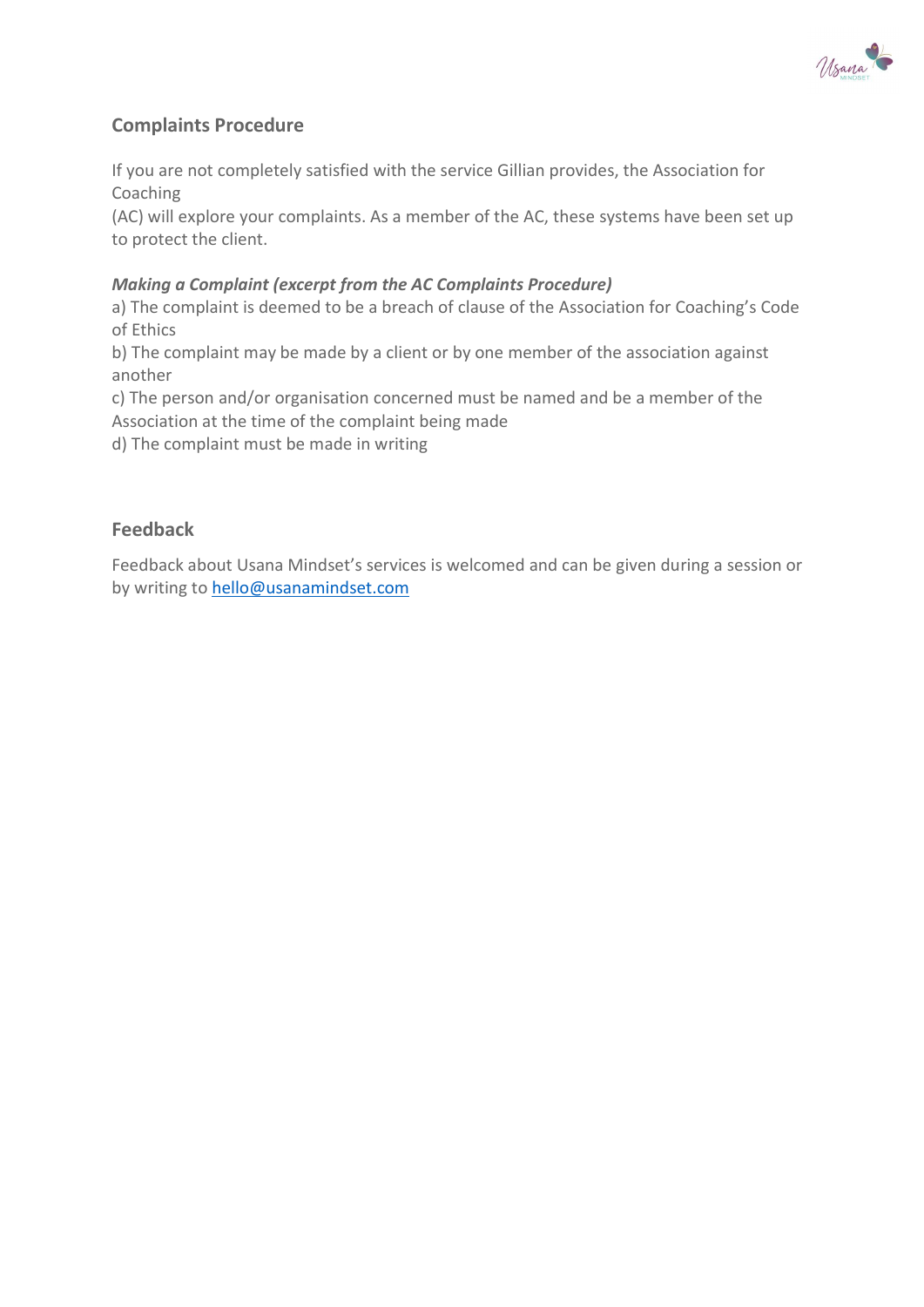## Complaints Procedure

If you are not completely satisfied with the service Gillian provides, the Association for Coaching
(AC) will explore your complaints. As a member of the AC, these systems have been set up to protect the client.

***Making a Complaint (excerpt from the AC Complaints Procedure)***

a) The complaint is deemed to be a breach of clause of the Association for Coaching's Code of Ethics
b) The complaint may be made by a client or by one member of the association against another
c) The person and/or organisation concerned must be named and be a member of the Association at the time of the complaint being made
d) The complaint must be made in writing

## Feedback

Feedback about Usana Mindset's services is welcomed and can be given during a session or by writing to [hello@usanamindset.com](mailto:hello@usanamindset.com)